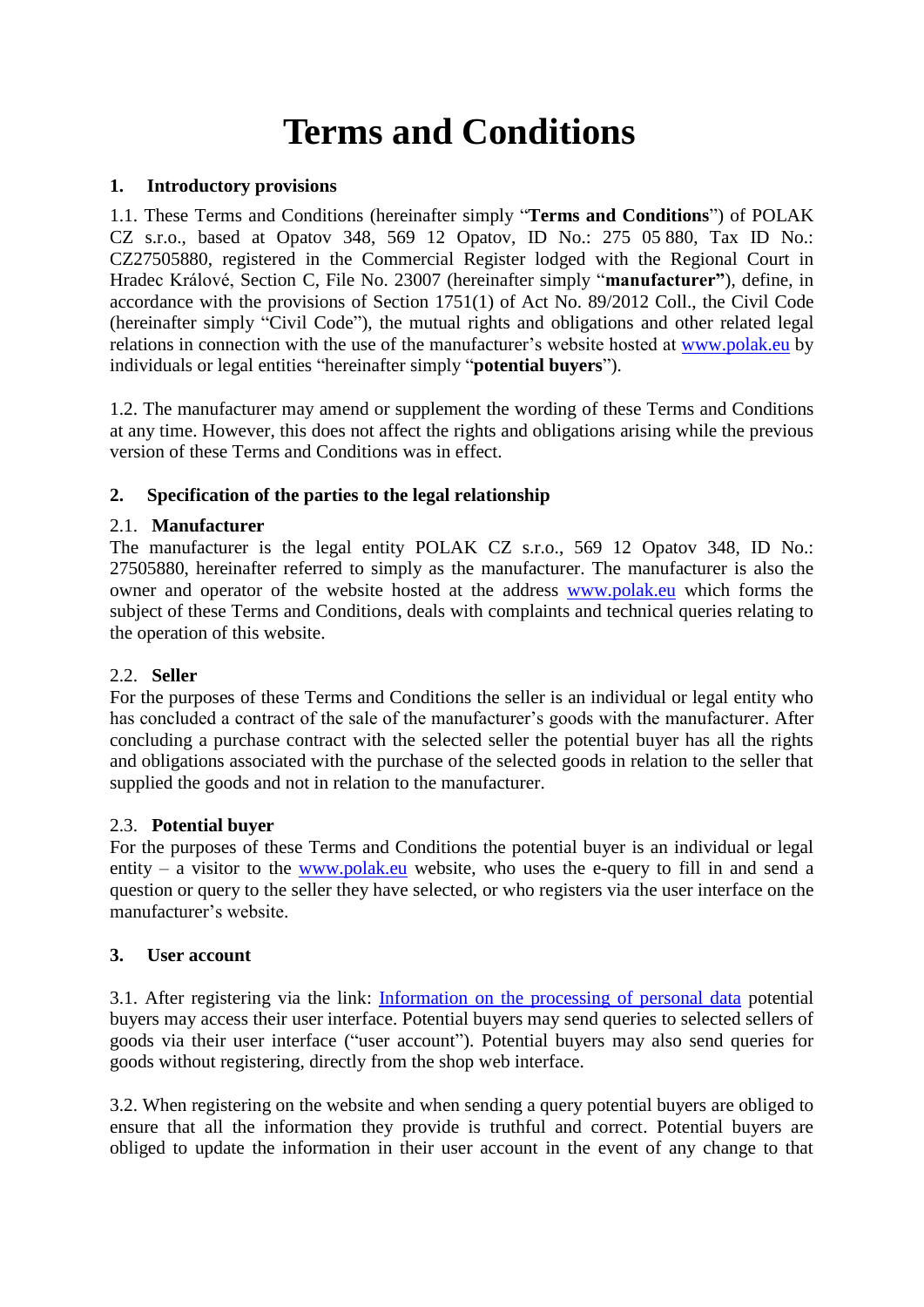# Terms and Conditions

## 1. Introductory provisions

1.1. These Terms and Conditions (hereinafter simply "**Terms and Conditions**") of POLAK CZ s.r.o., based at Opatov 348, 569 12 Opatov, ID No.: 275 05 880, Tax ID No.: CZ27505880, registered in the Commercial Register lodged with the Regional Court in Hradec Králové, Section C, File No. 23007 (hereinafter simply "**manufacturer"**), define, in accordance with the provisions of Section 1751(1) of Act No. 89/2012 Coll., the Civil Code (hereinafter simply "Civil Code"), the mutual rights and obligations and other related legal relations in connection with the use of the manufacturer's website hosted at [www.polak.eu](http://www.polak.eu) by individuals or legal entities "hereinafter simply "**potential buyers**").

1.2. The manufacturer may amend or supplement the wording of these Terms and Conditions at any time. However, this does not affect the rights and obligations arising while the previous version of these Terms and Conditions was in effect.

## 2. Specification of the parties to the legal relationship

### 2.1. Manufacturer

The manufacturer is the legal entity POLAK CZ s.r.o., 569 12 Opatov 348, ID No.: 27505880, hereinafter referred to simply as the manufacturer. The manufacturer is also the owner and operator of the website hosted at the address [www.polak.eu](http://www.polak.eu) which forms the subject of these Terms and Conditions, deals with complaints and technical queries relating to the operation of this website.

### 2.2. Seller

For the purposes of these Terms and Conditions the seller is an individual or legal entity who has concluded a contract of the sale of the manufacturer's goods with the manufacturer. After concluding a purchase contract with the selected seller the potential buyer has all the rights and obligations associated with the purchase of the selected goods in relation to the seller that supplied the goods and not in relation to the manufacturer.

### 2.3. Potential buyer

For the purposes of these Terms and Conditions the potential buyer is an individual or legal entity – a visitor to the [www.polak.eu](http://www.polak.eu) website, who uses the e-query to fill in and send a question or query to the seller they have selected, or who registers via the user interface on the manufacturer's website.

## 3. User account

3.1. After registering via the link: Information on the processing of personal data potential buyers may access their user interface. Potential buyers may send queries to selected sellers of goods via their user interface ("user account"). Potential buyers may also send queries for goods without registering, directly from the shop web interface.

3.2. When registering on the website and when sending a query potential buyers are obliged to ensure that all the information they provide is truthful and correct. Potential buyers are obliged to update the information in their user account in the event of any change to that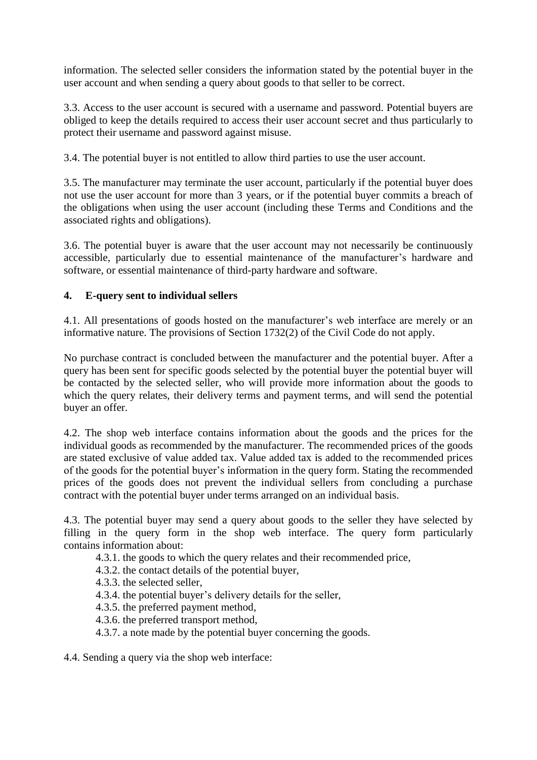information. The selected seller considers the information stated by the potential buyer in the user account and when sending a query about goods to that seller to be correct.

3.3. Access to the user account is secured with a username and password. Potential buyers are obliged to keep the details required to access their user account secret and thus particularly to protect their username and password against misuse.

3.4. The potential buyer is not entitled to allow third parties to use the user account.

3.5. The manufacturer may terminate the user account, particularly if the potential buyer does not use the user account for more than 3 years, or if the potential buyer commits a breach of the obligations when using the user account (including these Terms and Conditions and the associated rights and obligations).

3.6. The potential buyer is aware that the user account may not necessarily be continuously accessible, particularly due to essential maintenance of the manufacturer's hardware and software, or essential maintenance of third-party hardware and software.

## 4. E-query sent to individual sellers

4.1. All presentations of goods hosted on the manufacturer's web interface are merely or an informative nature. The provisions of Section 1732(2) of the Civil Code do not apply.

No purchase contract is concluded between the manufacturer and the potential buyer. After a query has been sent for specific goods selected by the potential buyer the potential buyer will be contacted by the selected seller, who will provide more information about the goods to which the query relates, their delivery terms and payment terms, and will send the potential buyer an offer.

4.2. The shop web interface contains information about the goods and the prices for the individual goods as recommended by the manufacturer. The recommended prices of the goods are stated exclusive of value added tax. Value added tax is added to the recommended prices of the goods for the potential buyer's information in the query form. Stating the recommended prices of the goods does not prevent the individual sellers from concluding a purchase contract with the potential buyer under terms arranged on an individual basis.

4.3. The potential buyer may send a query about goods to the seller they have selected by filling in the query form in the shop web interface. The query form particularly contains information about:

- 4.3.1. the goods to which the query relates and their recommended price,
- 4.3.2. the contact details of the potential buyer,
- 4.3.3. the selected seller,
- 4.3.4. the potential buyer's delivery details for the seller,
- 4.3.5. the preferred payment method,
- 4.3.6. the preferred transport method,
- 4.3.7. a note made by the potential buyer concerning the goods.

4.4. Sending a query via the shop web interface: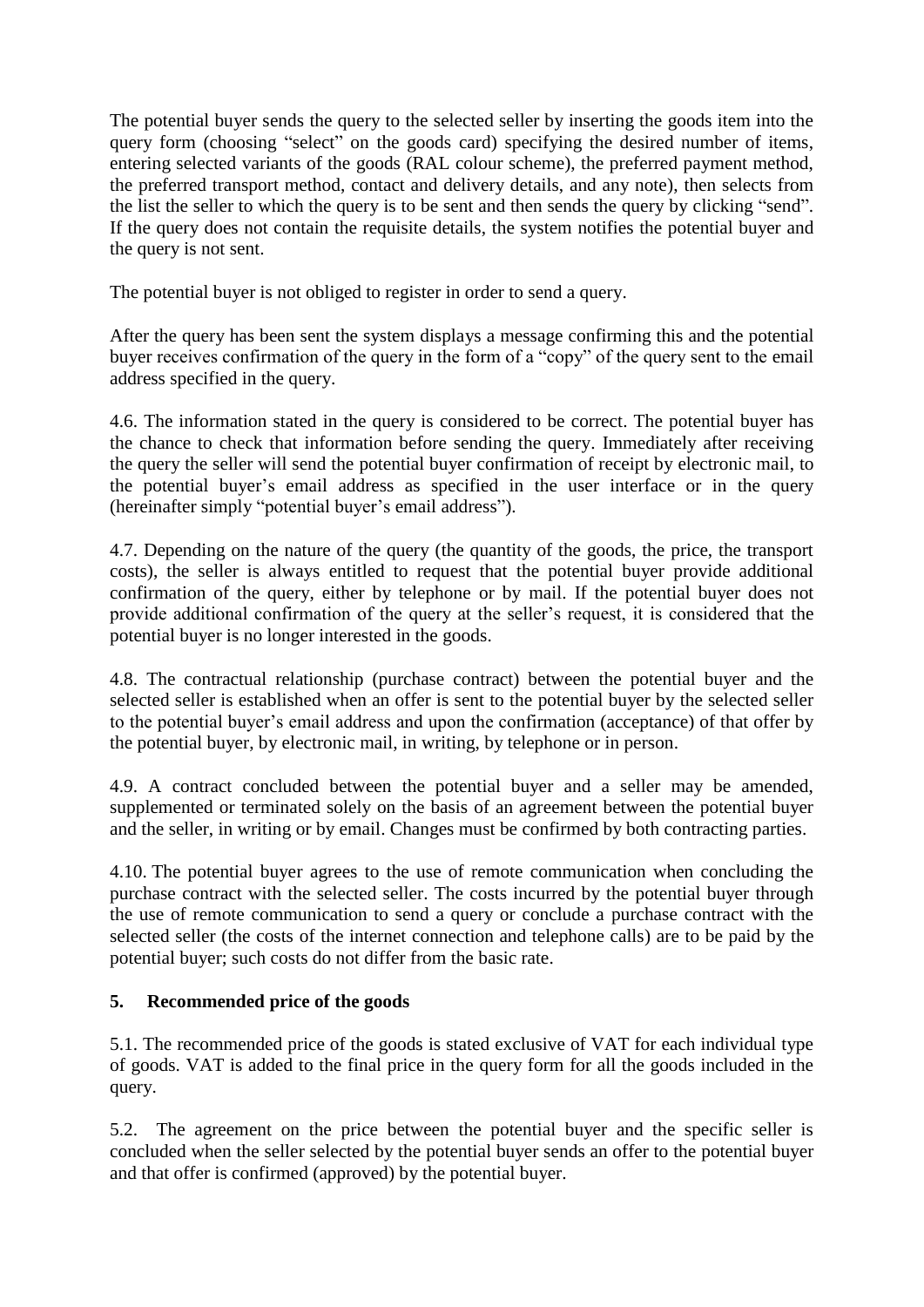The potential buyer sends the query to the selected seller by inserting the goods item into the query form (choosing "select" on the goods card) specifying the desired number of items, entering selected variants of the goods (RAL colour scheme), the preferred payment method, the preferred transport method, contact and delivery details, and any note), then selects from the list the seller to which the query is to be sent and then sends the query by clicking "send". If the query does not contain the requisite details, the system notifies the potential buyer and the query is not sent.

The potential buyer is not obliged to register in order to send a query.

After the query has been sent the system displays a message confirming this and the potential buyer receives confirmation of the query in the form of a "copy" of the query sent to the email address specified in the query.

4.6. The information stated in the query is considered to be correct. The potential buyer has the chance to check that information before sending the query. Immediately after receiving the query the seller will send the potential buyer confirmation of receipt by electronic mail, to the potential buyer's email address as specified in the user interface or in the query (hereinafter simply "potential buyer's email address").

4.7. Depending on the nature of the query (the quantity of the goods, the price, the transport costs), the seller is always entitled to request that the potential buyer provide additional confirmation of the query, either by telephone or by mail. If the potential buyer does not provide additional confirmation of the query at the seller's request, it is considered that the potential buyer is no longer interested in the goods.

4.8. The contractual relationship (purchase contract) between the potential buyer and the selected seller is established when an offer is sent to the potential buyer by the selected seller to the potential buyer's email address and upon the confirmation (acceptance) of that offer by the potential buyer, by electronic mail, in writing, by telephone or in person.

4.9. A contract concluded between the potential buyer and a seller may be amended, supplemented or terminated solely on the basis of an agreement between the potential buyer and the seller, in writing or by email. Changes must be confirmed by both contracting parties.

4.10. The potential buyer agrees to the use of remote communication when concluding the purchase contract with the selected seller. The costs incurred by the potential buyer through the use of remote communication to send a query or conclude a purchase contract with the selected seller (the costs of the internet connection and telephone calls) are to be paid by the potential buyer; such costs do not differ from the basic rate.

## 5. Recommended price of the goods

5.1. The recommended price of the goods is stated exclusive of VAT for each individual type of goods. VAT is added to the final price in the query form for all the goods included in the query.

5.2. The agreement on the price between the potential buyer and the specific seller is concluded when the seller selected by the potential buyer sends an offer to the potential buyer and that offer is confirmed (approved) by the potential buyer.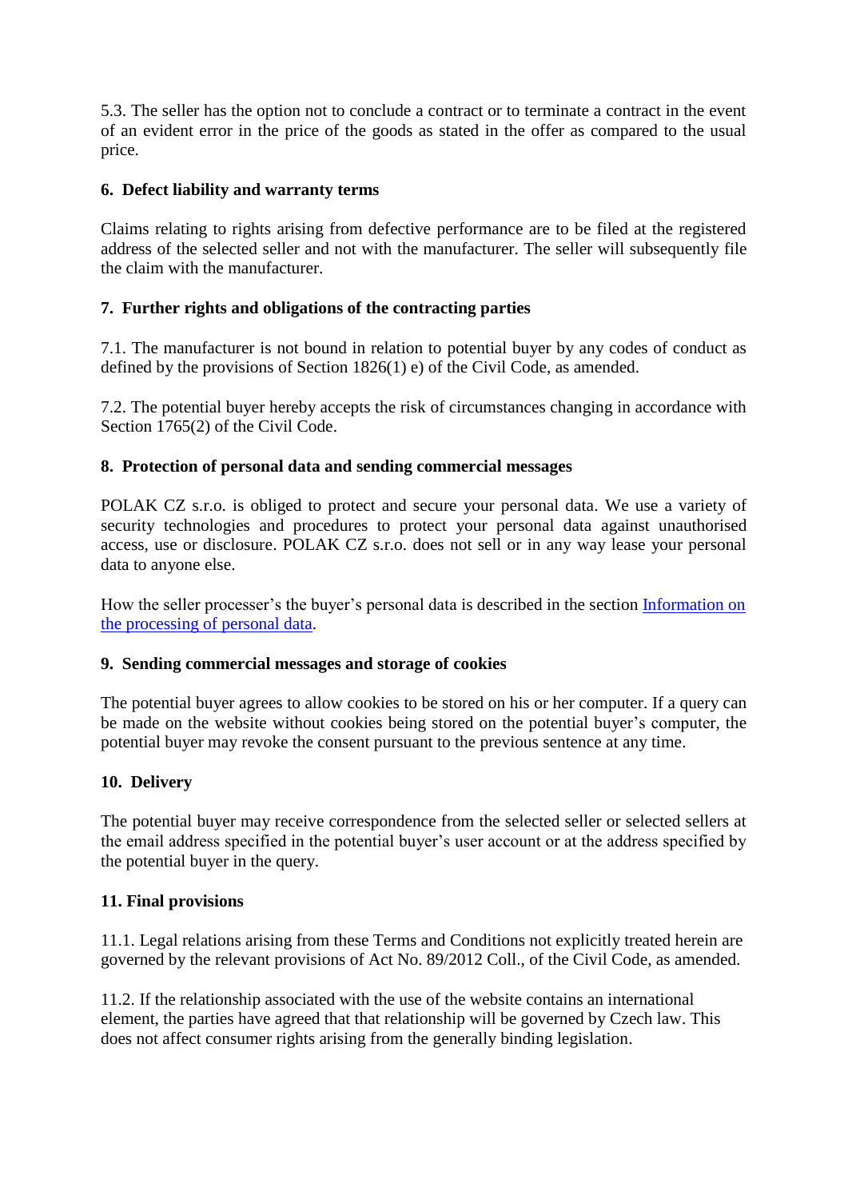5.3. The seller has the option not to conclude a contract or to terminate a contract in the event of an evident error in the price of the goods as stated in the offer as compared to the usual price.

## 6. Defect liability and warranty terms

Claims relating to rights arising from defective performance are to be filed at the registered address of the selected seller and not with the manufacturer. The seller will subsequently file the claim with the manufacturer.

## 7. Further rights and obligations of the contracting parties

7.1. The manufacturer is not bound in relation to potential buyer by any codes of conduct as defined by the provisions of Section 1826(1) e) of the Civil Code, as amended.

7.2. The potential buyer hereby accepts the risk of circumstances changing in accordance with Section 1765(2) of the Civil Code.

## 8. Protection of personal data and sending commercial messages

POLAK CZ s.r.o. is obliged to protect and secure your personal data. We use a variety of security technologies and procedures to protect your personal data against unauthorised access, use or disclosure. POLAK CZ s.r.o. does not sell or in any way lease your personal data to anyone else.

How the seller processer's the buyer's personal data is described in the section [Information on the processing of personal data](#).

## 9. Sending commercial messages and storage of cookies

The potential buyer agrees to allow cookies to be stored on his or her computer. If a query can be made on the website without cookies being stored on the potential buyer's computer, the potential buyer may revoke the consent pursuant to the previous sentence at any time.

## 10. Delivery

The potential buyer may receive correspondence from the selected seller or selected sellers at the email address specified in the potential buyer's user account or at the address specified by the potential buyer in the query.

## 11. Final provisions

11.1. Legal relations arising from these Terms and Conditions not explicitly treated herein are governed by the relevant provisions of Act No. 89/2012 Coll., of the Civil Code, as amended.

11.2. If the relationship associated with the use of the website contains an international element, the parties have agreed that that relationship will be governed by Czech law. This does not affect consumer rights arising from the generally binding legislation.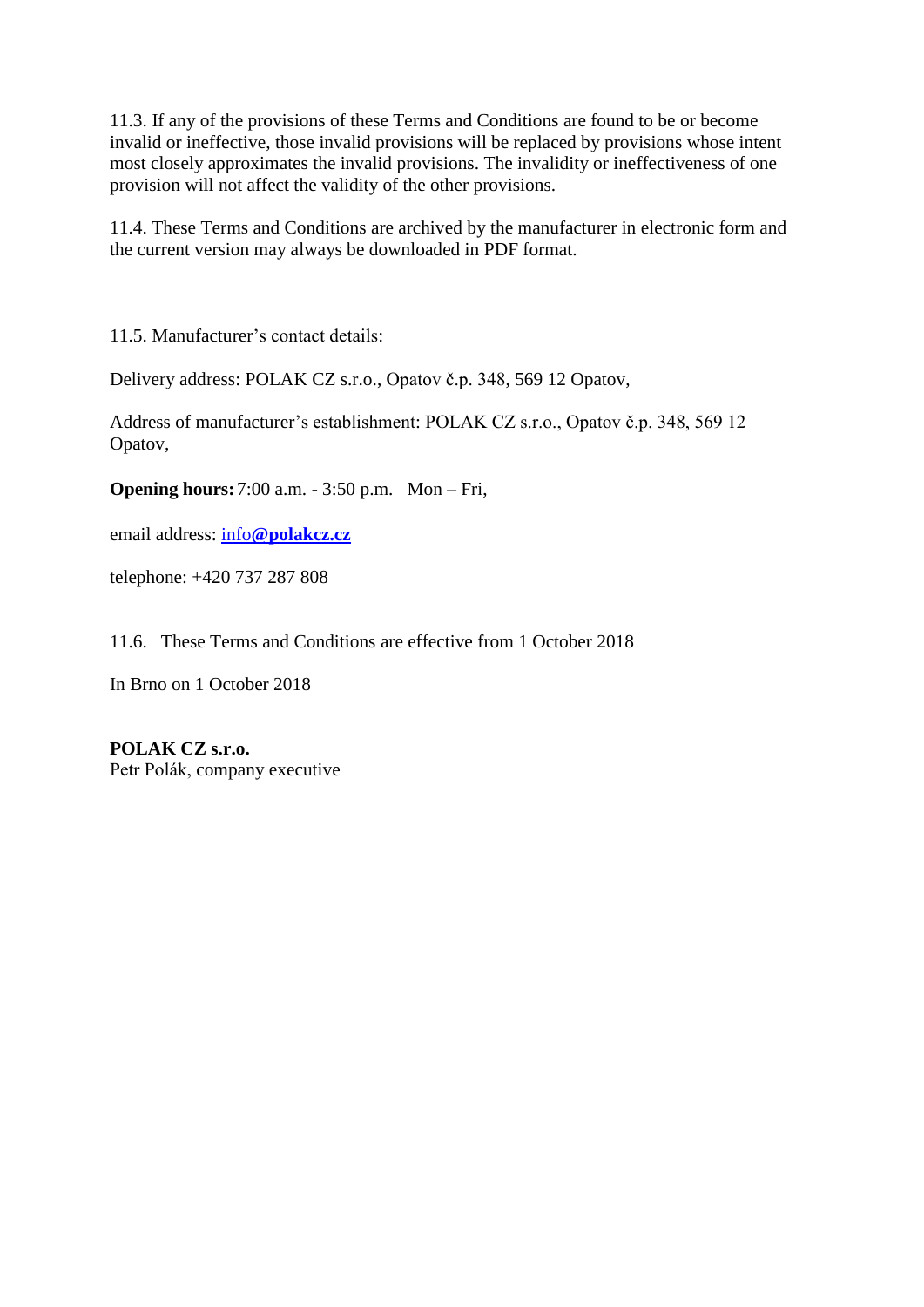11.3. If any of the provisions of these Terms and Conditions are found to be or become invalid or ineffective, those invalid provisions will be replaced by provisions whose intent most closely approximates the invalid provisions. The invalidity or ineffectiveness of one provision will not affect the validity of the other provisions.

11.4. These Terms and Conditions are archived by the manufacturer in electronic form and the current version may always be downloaded in PDF format.

11.5. Manufacturer's contact details:

Delivery address: POLAK CZ s.r.o., Opatov č.p. 348, 569 12 Opatov,

Address of manufacturer's establishment: POLAK CZ s.r.o., Opatov č.p. 348, 569 12 Opatov,

**Opening hours:** 7:00 a.m. - 3:50 p.m. Mon – Fri,

email address: info**@polakcz.cz**

telephone: +420 737 287 808

11.6. These Terms and Conditions are effective from 1 October 2018

In Brno on 1 October 2018

**POLAK CZ s.r.o.**
Petr Polák, company executive